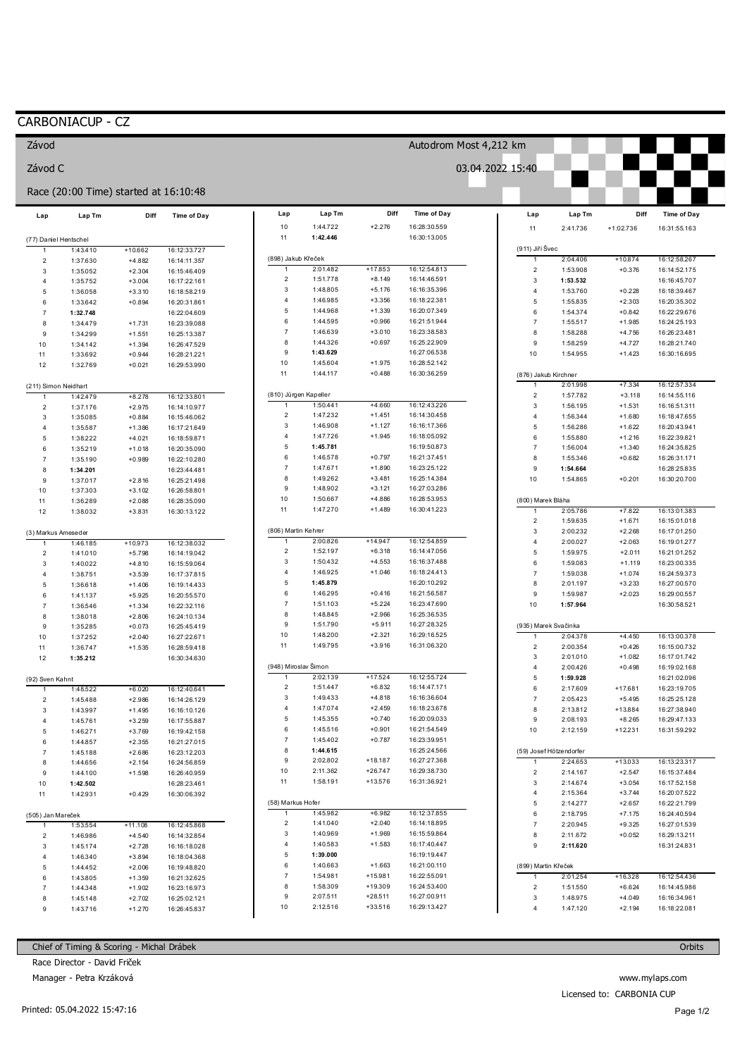# CARBONIACUP - CZ

**Závod** — Autodrom Most 4,212 km

**Závod C** — 03.04.2022 15:40

Race (20:00 Time) started at 16:10:48

### (77) Daniel Hentschel

| Lap | Lap Tm | Diff | Time of Day |
|---|---|---|---|
| 1 | 1:43.410 | +10.662 | 16:12:33.727 |
| 2 | 1:37.630 | +4.882 | 16:14:11.357 |
| 3 | 1:35.052 | +2.304 | 16:15:46.409 |
| 4 | 1:35.752 | +3.004 | 16:17:22.161 |
| 5 | 1:36.058 | +3.310 | 16:18:58.219 |
| 6 | 1:33.642 | +0.894 | 16:20:31.861 |
| 7 | **1:32.748** | | 16:22:04.609 |
| 8 | 1:34.479 | +1.731 | 16:23:39.088 |
| 9 | 1:34.299 | +1.551 | 16:25:13.387 |
| 10 | 1:34.142 | +1.394 | 16:26:47.529 |
| 11 | 1:33.692 | +0.944 | 16:28:21.221 |
| 12 | 1:32.769 | +0.021 | 16:29:53.990 |

### (211) Simon Neidhart

| Lap | Lap Tm | Diff | Time of Day |
|---|---|---|---|
| 1 | 1:42.479 | +8.278 | 16:12:33.801 |
| 2 | 1:37.176 | +2.975 | 16:14:10.977 |
| 3 | 1:35.085 | +0.884 | 16:15:46.062 |
| 4 | 1:35.587 | +1.386 | 16:17:21.649 |
| 5 | 1:38.222 | +4.021 | 16:18:59.871 |
| 6 | 1:35.219 | +1.018 | 16:20:35.090 |
| 7 | 1:35.190 | +0.989 | 16:22:10.280 |
| 8 | **1:34.201** | | 16:23:44.481 |
| 9 | 1:37.017 | +2.816 | 16:25:21.498 |
| 10 | 1:37.303 | +3.102 | 16:26:58.801 |
| 11 | 1:36.289 | +2.088 | 16:28:35.090 |
| 12 | 1:38.032 | +3.831 | 16:30:13.122 |

### (3) Markus Ameseder

| Lap | Lap Tm | Diff | Time of Day |
|---|---|---|---|
| 1 | 1:46.185 | +10.973 | 16:12:38.032 |
| 2 | 1:41.010 | +5.798 | 16:14:19.042 |
| 3 | 1:40.022 | +4.810 | 16:15:59.064 |
| 4 | 1:38.751 | +3.539 | 16:17:37.815 |
| 5 | 1:36.618 | +1.406 | 16:19:14.433 |
| 6 | 1:41.137 | +5.925 | 16:20:55.570 |
| 7 | 1:36.546 | +1.334 | 16:22:32.116 |
| 8 | 1:38.018 | +2.806 | 16:24:10.134 |
| 9 | 1:35.285 | +0.073 | 16:25:45.419 |
| 10 | 1:37.252 | +2.040 | 16:27:22.671 |
| 11 | 1:36.747 | +1.535 | 16:28:59.418 |
| 12 | **1:35.212** | | 16:30:34.630 |

### (92) Sven Kahnt

| Lap | Lap Tm | Diff | Time of Day |
|---|---|---|---|
| 1 | 1:48.522 | +6.020 | 16:12:40.641 |
| 2 | 1:45.488 | +2.986 | 16:14:26.129 |
| 3 | 1:43.997 | +1.495 | 16:16:10.126 |
| 4 | 1:45.761 | +3.259 | 16:17:55.887 |
| 5 | 1:46.271 | +3.769 | 16:19:42.158 |
| 6 | 1:44.857 | +2.355 | 16:21:27.015 |
| 7 | 1:45.188 | +2.686 | 16:23:12.203 |
| 8 | 1:44.656 | +2.154 | 16:24:56.859 |
| 9 | 1:44.100 | +1.598 | 16:26:40.959 |
| 10 | **1:42.502** | | 16:28:23.461 |
| 11 | 1:42.931 | +0.429 | 16:30:06.392 |

### (505) Jan Mareček

| Lap | Lap Tm | Diff | Time of Day |
|---|---|---|---|
| 1 | 1:53.554 | +11.108 | 16:12:45.868 |
| 2 | 1:46.986 | +4.540 | 16:14:32.854 |
| 3 | 1:45.174 | +2.728 | 16:16:18.028 |
| 4 | 1:46.340 | +3.894 | 16:18:04.368 |
| 5 | 1:44.452 | +2.006 | 16:19:48.820 |
| 6 | 1:43.805 | +1.359 | 16:21:32.625 |
| 7 | 1:44.348 | +1.902 | 16:23:16.973 |
| 8 | 1:45.148 | +2.702 | 16:25:02.121 |
| 9 | 1:43.716 | +1.270 | 16:26:45.837 |
| 10 | 1:44.722 | +2.276 | 16:28:30.559 |
| 11 | **1:42.446** | | 16:30:13.005 |

### (898) Jakub Křeček

| Lap | Lap Tm | Diff | Time of Day |
|---|---|---|---|
| 1 | 2:01.482 | +17.853 | 16:12:54.813 |
| 2 | 1:51.778 | +8.149 | 16:14:46.591 |
| 3 | 1:48.805 | +5.176 | 16:16:35.396 |
| 4 | 1:46.985 | +3.356 | 16:18:22.381 |
| 5 | 1:44.968 | +1.339 | 16:20:07.349 |
| 6 | 1:44.595 | +0.966 | 16:21:51.944 |
| 7 | 1:46.639 | +3.010 | 16:23:38.583 |
| 8 | 1:44.326 | +0.697 | 16:25:22.909 |
| 9 | **1:43.629** | | 16:27:06.538 |
| 10 | 1:45.604 | +1.975 | 16:28:52.142 |
| 11 | 1:44.117 | +0.488 | 16:30:36.259 |

### (810) Jürgen Kapeller

| Lap | Lap Tm | Diff | Time of Day |
|---|---|---|---|
| 1 | 1:50.441 | +4.660 | 16:12:43.226 |
| 2 | 1:47.232 | +1.451 | 16:14:30.458 |
| 3 | 1:46.908 | +1.127 | 16:16:17.366 |
| 4 | 1:47.726 | +1.945 | 16:18:05.092 |
| 5 | **1:45.781** | | 16:19:50.873 |
| 6 | 1:46.578 | +0.797 | 16:21:37.451 |
| 7 | 1:47.671 | +1.890 | 16:23:25.122 |
| 8 | 1:49.262 | +3.481 | 16:25:14.384 |
| 9 | 1:48.902 | +3.121 | 16:27:03.286 |
| 10 | 1:50.667 | +4.886 | 16:28:53.953 |
| 11 | 1:47.270 | +1.489 | 16:30:41.223 |

### (806) Martin Kehrer

| Lap | Lap Tm | Diff | Time of Day |
|---|---|---|---|
| 1 | 2:00.826 | +14.947 | 16:12:54.859 |
| 2 | 1:52.197 | +6.318 | 16:14:47.056 |
| 3 | 1:50.432 | +4.553 | 16:16:37.488 |
| 4 | 1:46.925 | +1.046 | 16:18:24.413 |
| 5 | **1:45.879** | | 16:20:10.292 |
| 6 | 1:46.295 | +0.416 | 16:21:56.587 |
| 7 | 1:51.103 | +5.224 | 16:23:47.690 |
| 8 | 1:48.845 | +2.966 | 16:25:36.535 |
| 9 | 1:51.790 | +5.911 | 16:27:28.325 |
| 10 | 1:48.200 | +2.321 | 16:29:16.525 |
| 11 | 1:49.795 | +3.916 | 16:31:06.320 |

### (948) Miroslav Šimon

| Lap | Lap Tm | Diff | Time of Day |
|---|---|---|---|
| 1 | 2:02.139 | +17.524 | 16:12:55.724 |
| 2 | 1:51.447 | +6.832 | 16:14:47.171 |
| 3 | 1:49.433 | +4.818 | 16:16:36.604 |
| 4 | 1:47.074 | +2.459 | 16:18:23.678 |
| 5 | 1:45.355 | +0.740 | 16:20:09.033 |
| 6 | 1:45.516 | +0.901 | 16:21:54.549 |
| 7 | 1:45.402 | +0.787 | 16:23:39.951 |
| 8 | **1:44.615** | | 16:25:24.566 |
| 9 | 2:02.802 | +18.187 | 16:27:27.368 |
| 10 | 2:11.362 | +26.747 | 16:29:38.730 |
| 11 | 1:58.191 | +13.576 | 16:31:36.921 |

### (58) Markus Hofer

| Lap | Lap Tm | Diff | Time of Day |
|---|---|---|---|
| 1 | 1:45.982 | +6.982 | 16:12:37.855 |
| 2 | 1:41.040 | +2.040 | 16:14:18.895 |
| 3 | 1:40.969 | +1.969 | 16:15:59.864 |
| 4 | 1:40.583 | +1.583 | 16:17:40.447 |
| 5 | **1:39.000** | | 16:19:19.447 |
| 6 | 1:40.663 | +1.663 | 16:21:00.110 |
| 7 | 1:54.981 | +15.981 | 16:22:55.091 |
| 8 | 1:58.309 | +19.309 | 16:24:53.400 |
| 9 | 2:07.511 | +28.511 | 16:27:00.911 |
| 10 | 2:12.516 | +33.516 | 16:29:13.427 |
| 11 | 2:41.736 | +1:02.736 | 16:31:55.163 |

### (911) Jiří Švec

| Lap | Lap Tm | Diff | Time of Day |
|---|---|---|---|
| 1 | 2:04.406 | +10.874 | 16:12:58.267 |
| 2 | 1:53.908 | +0.376 | 16:14:52.175 |
| 3 | **1:53.532** | | 16:16:45.707 |
| 4 | 1:53.760 | +0.228 | 16:18:39.467 |
| 5 | 1:55.835 | +2.303 | 16:20:35.302 |
| 6 | 1:54.374 | +0.842 | 16:22:29.676 |
| 7 | 1:55.517 | +1.985 | 16:24:25.193 |
| 8 | 1:58.288 | +4.756 | 16:26:23.481 |
| 9 | 1:58.259 | +4.727 | 16:28:21.740 |
| 10 | 1:54.955 | +1.423 | 16:30:16.695 |

### (876) Jakub Kirchner

| Lap | Lap Tm | Diff | Time of Day |
|---|---|---|---|
| 1 | 2:01.998 | +7.334 | 16:12:57.334 |
| 2 | 1:57.782 | +3.118 | 16:14:55.116 |
| 3 | 1:56.195 | +1.531 | 16:16:51.311 |
| 4 | 1:56.344 | +1.680 | 16:18:47.655 |
| 5 | 1:56.286 | +1.622 | 16:20:43.941 |
| 6 | 1:55.880 | +1.216 | 16:22:39.821 |
| 7 | 1:56.004 | +1.340 | 16:24:35.825 |
| 8 | 1:55.346 | +0.682 | 16:26:31.171 |
| 9 | **1:54.664** | | 16:28:25.835 |
| 10 | 1:54.865 | +0.201 | 16:30:20.700 |

### (800) Marek Bláha

| Lap | Lap Tm | Diff | Time of Day |
|---|---|---|---|
| 1 | 2:05.786 | +7.822 | 16:13:01.383 |
| 2 | 1:59.635 | +1.671 | 16:15:01.018 |
| 3 | 2:00.232 | +2.268 | 16:17:01.250 |
| 4 | 2:00.027 | +2.063 | 16:19:01.277 |
| 5 | 1:59.975 | +2.011 | 16:21:01.252 |
| 6 | 1:59.083 | +1.119 | 16:23:00.335 |
| 7 | 1:59.038 | +1.074 | 16:24:59.373 |
| 8 | 2:01.197 | +3.233 | 16:27:00.570 |
| 9 | 1:59.987 | +2.023 | 16:29:00.557 |
| 10 | **1:57.964** | | 16:30:58.521 |

### (935) Marek Svačinka

| Lap | Lap Tm | Diff | Time of Day |
|---|---|---|---|
| 1 | 2:04.378 | +4.450 | 16:13:00.378 |
| 2 | 2:00.354 | +0.426 | 16:15:00.732 |
| 3 | 2:01.010 | +1.082 | 16:17:01.742 |
| 4 | 2:00.426 | +0.498 | 16:19:02.168 |
| 5 | **1:59.928** | | 16:21:02.096 |
| 6 | 2:17.609 | +17.681 | 16:23:19.705 |
| 7 | 2:05.423 | +5.495 | 16:25:25.128 |
| 8 | 2:13.812 | +13.884 | 16:27:38.940 |
| 9 | 2:08.193 | +8.265 | 16:29:47.133 |
| 10 | 2:12.159 | +12.231 | 16:31:59.292 |

### (59) Josef Hötzendorfer

| Lap | Lap Tm | Diff | Time of Day |
|---|---|---|---|
| 1 | 2:24.653 | +13.033 | 16:13:23.317 |
| 2 | 2:14.167 | +2.547 | 16:15:37.484 |
| 3 | 2:14.674 | +3.054 | 16:17:52.158 |
| 4 | 2:15.364 | +3.744 | 16:20:07.522 |
| 5 | 2:14.277 | +2.657 | 16:22:21.799 |
| 6 | 2:18.795 | +7.175 | 16:24:40.594 |
| 7 | 2:20.945 | +9.325 | 16:27:01.539 |
| 8 | 2:11.672 | +0.052 | 16:29:13.211 |
| 9 | **2:11.620** | | 16:31:24.831 |

### (899) Martin Křeček

| Lap | Lap Tm | Diff | Time of Day |
|---|---|---|---|
| 1 | 2:01.254 | +16.328 | 16:12:54.436 |
| 2 | 1:51.550 | +6.624 | 16:14:45.986 |
| 3 | 1:48.975 | +4.049 | 16:16:34.961 |
| 4 | 1:47.120 | +2.194 | 16:18:22.081 |

Chief of Timing & Scoring - Michal Drábek

Race Director - David Friček

Manager - Petra Krzáková

Orbits

www.mylaps.com

Licensed to: CARBONIA CUP

Printed: 05.04.2022 15:47:16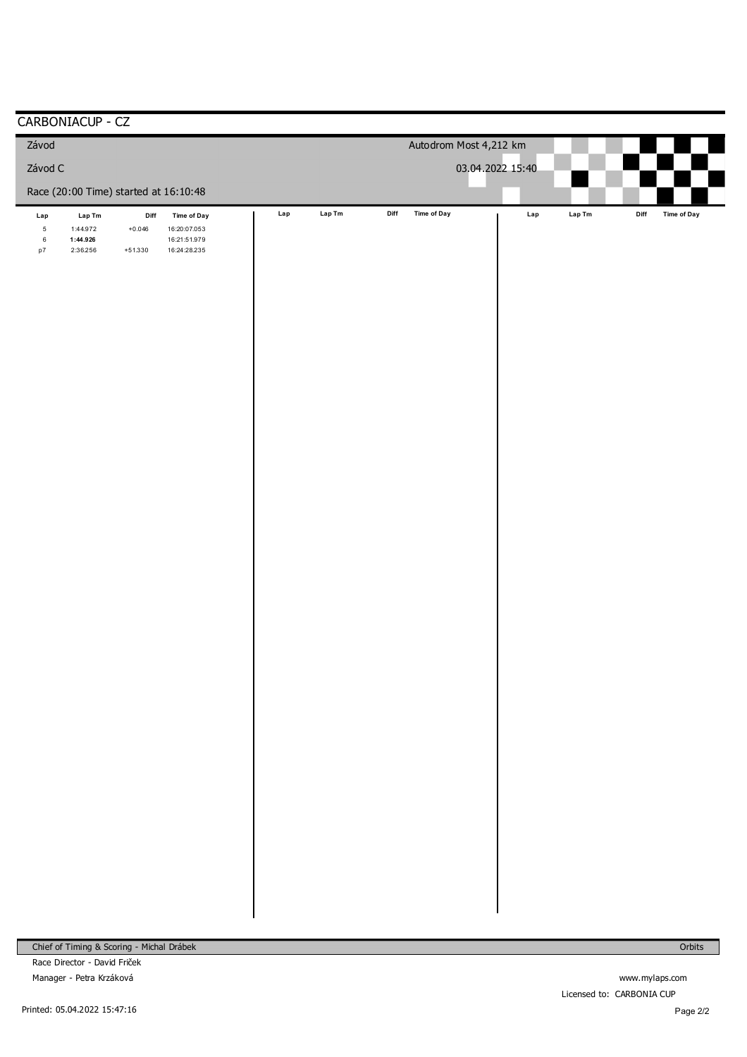# CARBONIACUP - CZ

Závod

Závod C

Race (20:00 Time) started at 16:10:48

Autodrom Most 4,212 km

03.04.2022 15:40

| Lap | Lap Tm | Diff | Time of Day |
|---|---|---|---|
| 5 | 1:44.972 | +0.046 | 16:20:07.053 |
| 6 | **1:44.926** | | 16:21:51.979 |
| p7 | 2:36.256 | +51.330 | 16:24:28.235 |

Chief of Timing & Scoring - Michal Drábek

Race Director - David Friček

Manager - Petra Krzáková

Orbits

www.mylaps.com

Licensed to: CARBONIA CUP

Printed: 05.04.2022 15:47:16